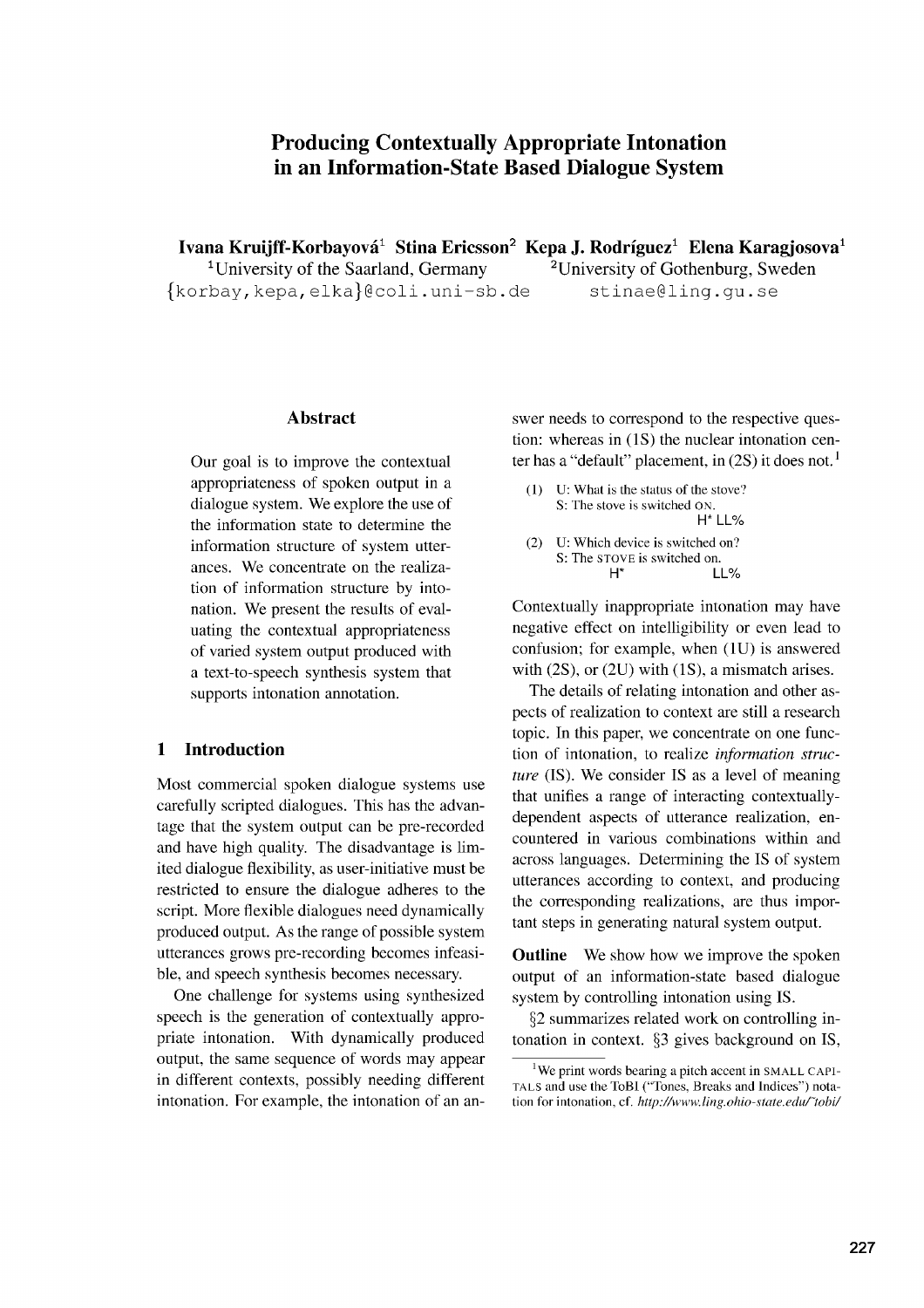# Producing Contextually Appropriate Intonation in an Information-State Based Dialogue System

**Ivana Kruijff-Korbayová**[1] **Stina Ericsson**[2] **Kepa J. Rodríguez**[1] **Elena Karagjosova**[1]

[1]University of the Saarland, Germany [2]University of Gothenburg, Sweden

{korbay, kepa, elka}@coli.uni-sb.de stinae@ling.gu.se

## Abstract

Our goal is to improve the contextual appropriateness of spoken output in a dialogue system. We explore the use of the information state to determine the information structure of system utterances. We concentrate on the realization of information structure by intonation. We present the results of evaluating the contextual appropriateness of varied system output produced with a text-to-speech synthesis system that supports intonation annotation.

## 1 Introduction

Most commercial spoken dialogue systems use carefully scripted dialogues. This has the advantage that the system output can be pre-recorded and have high quality. The disadvantage is limited dialogue flexibility, as user-initiative must be restricted to ensure the dialogue adheres to the script. More flexible dialogues need dynamically produced output. As the range of possible system utterances grows pre-recording becomes infeasible, and speech synthesis becomes necessary.

One challenge for systems using synthesized speech is the generation of contextually appropriate intonation. With dynamically produced output, the same sequence of words may appear in different contexts, possibly needing different intonation. For example, the intonation of an answer needs to correspond to the respective question: whereas in (1S) the nuclear intonation center has a "default" placement, in (2S) it does not.[1]

(1) U: What is the status of the stove?
S: The stove is switched ON.
H* LL%

(2) U: Which device is switched on?
S: The STOVE is switched on.
H* LL%

Contextually inappropriate intonation may have negative effect on intelligibility or even lead to confusion; for example, when (1U) is answered with (2S), or (2U) with (1S), a mismatch arises.

The details of relating intonation and other aspects of realization to context are still a research topic. In this paper, we concentrate on one function of intonation, to realize *information structure* (IS). We consider IS as a level of meaning that unifies a range of interacting contextually-dependent aspects of utterance realization, encountered in various combinations within and across languages. Determining the IS of system utterances according to context, and producing the corresponding realizations, are thus important steps in generating natural system output.

**Outline** We show how we improve the spoken output of an information-state based dialogue system by controlling intonation using IS.

§2 summarizes related work on controlling intonation in context. §3 gives background on IS,

[1]We print words bearing a pitch accent in SMALL CAPITALS and use the ToBI ("Tones, Breaks and Indices") notation for intonation, cf. *http://www.ling.ohio-state.edu/~tobi/*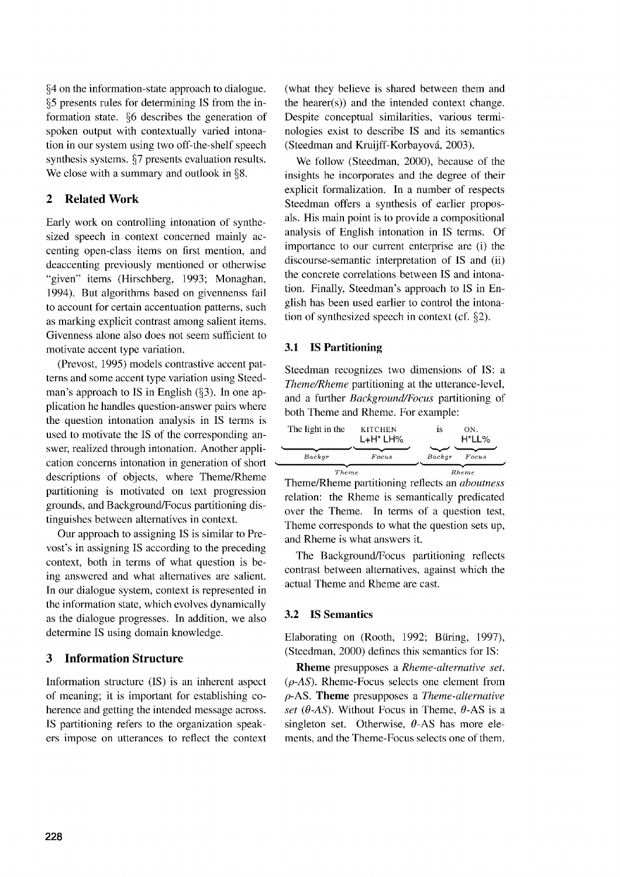§4 on the information-state approach to dialogue. §5 presents rules for determining IS from the information state. §6 describes the generation of spoken output with contextually varied intonation in our system using two off-the-shelf speech synthesis systems. §7 presents evaluation results. We close with a summary and outlook in §8.

## 2 Related Work

Early work on controlling intonation of synthesized speech in context concerned mainly accenting open-class items on first mention, and deaccenting previously mentioned or otherwise "given" items (Hirschberg, 1993; Monaghan, 1994). But algorithms based on givennenss fail to account for certain accentuation patterns, such as marking explicit contrast among salient items. Givenness alone also does not seem sufficient to motivate accent type variation.

(Prevost, 1995) models contrastive accent patterns and some accent type variation using Steedman's approach to IS in English (§3). In one application he handles question-answer pairs where the question intonation analysis in IS terms is used to motivate the IS of the corresponding answer, realized through intonation. Another application concerns intonation in generation of short descriptions of objects, where Theme/Rheme partitioning is motivated on text progression grounds, and Background/Focus partitioning distinguishes between alternatives in context.

Our approach to assigning IS is similar to Prevost's in assigning IS according to the preceding context, both in terms of what question is being answered and what alternatives are salient. In our dialogue system, context is represented in the information state, which evolves dynamically as the dialogue progresses. In addition, we also determine IS using domain knowledge.

## 3 Information Structure

Information structure (IS) is an inherent aspect of meaning; it is important for establishing coherence and getting the intended message across. IS partitioning refers to the organization speakers impose on utterances to reflect the context (what they believe is shared between them and the hearer(s)) and the intended context change. Despite conceptual similarities, various terminologies exist to describe IS and its semantics (Steedman and Kruijff-Korbayová, 2003).

We follow (Steedman, 2000), because of the insights he incorporates and the degree of their explicit formalization. In a number of respects Steedman offers a synthesis of earlier proposals. His main point is to provide a compositional analysis of English intonation in IS terms. Of importance to our current enterprise are (i) the discourse-semantic interpretation of IS and (ii) the concrete correlations between IS and intonation. Finally, Steedman's approach to IS in English has been used earlier to control the intonation of synthesized speech in context (cf. §2).

### 3.1 IS Partitioning

Steedman recognizes two dimensions of IS: a *Theme/Rheme* partitioning at the utterance-level, and a further *Background/Focus* partitioning of both Theme and Rheme. For example:

| The light in the | KITCHEN L+H* LH% | is | ON. H*LL% |
|---|---|---|---|
| *Backgr* | *Focus* | *Backgr* | *Focus* |
| *Theme* | | *Rheme* | |

Theme/Rheme partitioning reflects an *aboutness* relation: the Rheme is semantically predicated over the Theme. In terms of a question test, Theme corresponds to what the question sets up, and Rheme is what answers it.

The Background/Focus partitioning reflects contrast between alternatives, against which the actual Theme and Rheme are cast.

### 3.2 IS Semantics

Elaborating on (Rooth, 1992; Büring, 1997), (Steedman, 2000) defines this semantics for IS:

**Rheme** presupposes a *Rheme-alternative set.* (*$\rho$-AS*). Rheme-Focus selects one element from $\rho$-AS. **Theme** presupposes a *Theme-alternative set* (*$\theta$-AS*). Without Focus in Theme, $\theta$-AS is a singleton set. Otherwise, $\theta$-AS has more elements, and the Theme-Focus selects one of them.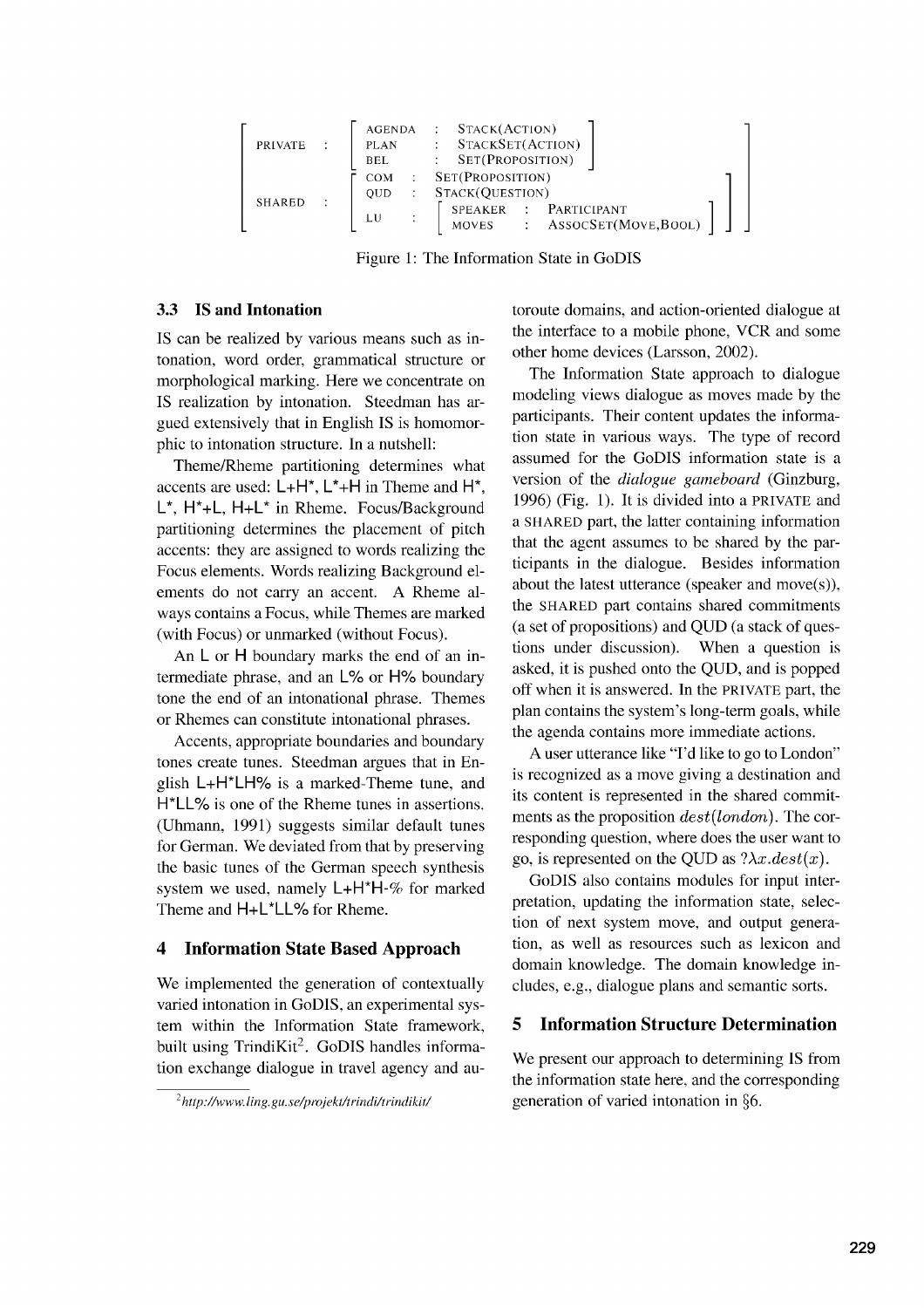$$\begin{bmatrix} \text{PRIVATE} & : & \begin{bmatrix} \text{AGENDA} & : & \text{STACK(ACTION)} \\ \text{PLAN} & : & \text{STACKSET(ACTION)} \\ \text{BEL} & : & \text{SET(PROPOSITION)} \end{bmatrix} \\ \text{SHARED} & : & \begin{bmatrix} \text{COM} & : & \text{SET(PROPOSITION)} \\ \text{QUD} & : & \text{STACK(QUESTION)} \\ \text{LU} & : & \begin{bmatrix} \text{SPEAKER} & : & \text{PARTICIPANT} \\ \text{MOVES} & : & \text{ASSOCSET(MOVE,BOOL)} \end{bmatrix} \end{bmatrix} \end{bmatrix}$$

Figure 1: The Information State in GoDIS

### 3.3 IS and Intonation

IS can be realized by various means such as intonation, word order, grammatical structure or morphological marking. Here we concentrate on IS realization by intonation. Steedman has argued extensively that in English IS is homomorphic to intonation structure. In a nutshell:

Theme/Rheme partitioning determines what accents are used: L+H*, L*+H in Theme and H*, L*, H*+L, H+L* in Rheme. Focus/Background partitioning determines the placement of pitch accents: they are assigned to words realizing the Focus elements. Words realizing Background elements do not carry an accent. A Rheme always contains a Focus, while Themes are marked (with Focus) or unmarked (without Focus).

An L or H boundary marks the end of an intermediate phrase, and an L% or H% boundary tone the end of an intonational phrase. Themes or Rhemes can constitute intonational phrases.

Accents, appropriate boundaries and boundary tones create tunes. Steedman argues that in English L+H*LH% is a marked-Theme tune, and H*LL% is one of the Rheme tunes in assertions. (Uhmann, 1991) suggests similar default tunes for German. We deviated from that by preserving the basic tunes of the German speech synthesis system we used, namely L+H*H-% for marked Theme and H+L*LL% for Rheme.

## 4 Information State Based Approach

We implemented the generation of contextually varied intonation in GoDIS, an experimental system within the Information State framework, built using TrindiKit[2]. GoDIS handles information exchange dialogue in travel agency and autoroute domains, and action-oriented dialogue at the interface to a mobile phone, VCR and some other home devices (Larsson, 2002).

The Information State approach to dialogue modeling views dialogue as moves made by the participants. Their content updates the information state in various ways. The type of record assumed for the GoDIS information state is a version of the *dialogue gameboard* (Ginzburg, 1996) (Fig. 1). It is divided into a PRIVATE and a SHARED part, the latter containing information that the agent assumes to be shared by the participants in the dialogue. Besides information about the latest utterance (speaker and move(s)), the SHARED part contains shared commitments (a set of propositions) and QUD (a stack of questions under discussion). When a question is asked, it is pushed onto the QUD, and is popped off when it is answered. In the PRIVATE part, the plan contains the system's long-term goals, while the agenda contains more immediate actions.

A user utterance like "I'd like to go to London" is recognized as a move giving a destination and its content is represented in the shared commitments as the proposition $dest(london)$. The corresponding question, where does the user want to go, is represented on the QUD as $?\lambda x.dest(x)$.

GoDIS also contains modules for input interpretation, updating the information state, selection of next system move, and output generation, as well as resources such as lexicon and domain knowledge. The domain knowledge includes, e.g., dialogue plans and semantic sorts.

## 5 Information Structure Determination

We present our approach to determining IS from the information state here, and the corresponding generation of varied intonation in §6.

[2] *http://www.ling.gu.se/projekt/trindi/trindikit/*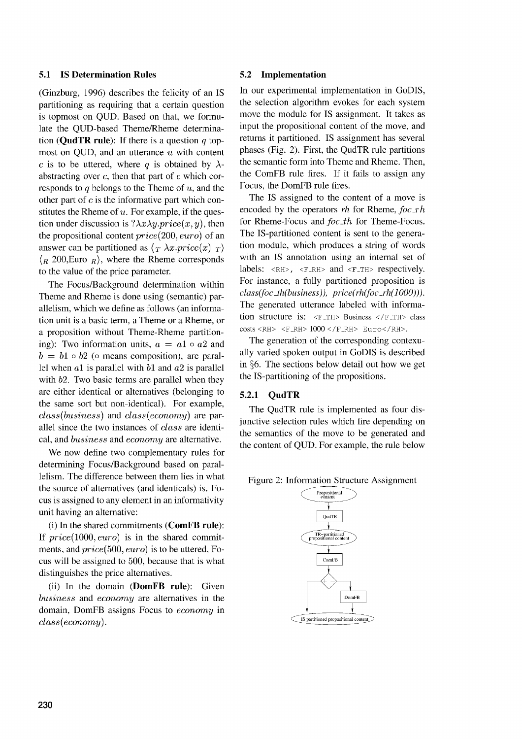### 5.1 IS Determination Rules

(Ginzburg, 1996) describes the felicity of an IS partitioning as requiring that a certain question is topmost on QUD. Based on that, we formulate the QUD-based Theme/Rheme determination (**QudTR rule**): If there is a question $q$ topmost on QUD, and an utterance $u$ with content $c$ is to be uttered, where $q$ is obtained by $\lambda$-abstracting over $c$, then that part of $c$ which corresponds to $q$ belongs to the Theme of $u$, and the other part of $c$ is the informative part which constitutes the Rheme of $u$. For example, if the question under discussion is $?\lambda x \lambda y.price(x, y)$, then the propositional content $price(200, euro)$ of an answer can be partitioned as $\langle_T \lambda x.price(x)\ _T\rangle$ $\langle_R$ 200,Euro $_R\rangle$, where the Rheme corresponds to the value of the price parameter.

The Focus/Background determination within Theme and Rheme is done using (semantic) parallelism, which we define as follows (an information unit is a basic term, a Theme or a Rheme, or a proposition without Theme-Rheme partitioning): Two information units, $a = a1 \circ a2$ and $b = b1 \circ b2$ ($\circ$ means composition), are parallel when $a1$ is parallel with $b1$ and $a2$ is parallel with $b2$. Two basic terms are parallel when they are either identical or alternatives (belonging to the same sort but non-identical). For example, $class(business)$ and $class(economy)$ are parallel since the two instances of $class$ are identical, and $business$ and $economy$ are alternative.

We now define two complementary rules for determining Focus/Background based on parallelism. The difference between them lies in what the source of alternatives (and identicals) is. Focus is assigned to any element in an informativity unit having an alternative:

(i) In the shared commitments (**ComFB rule**): If $price(1000, euro)$ is in the shared commitments, and $price(500, euro)$ is to be uttered, Focus will be assigned to 500, because that is what distinguishes the price alternatives.

(ii) In the domain (**DomFB rule**): Given $business$ and $economy$ are alternatives in the domain, DomFB assigns Focus to $economy$ in $class(economy)$.

### 5.2 Implementation

In our experimental implementation in GoDIS, the selection algorithm evokes for each system move the module for IS assignment. It takes as input the propositional content of the move, and returns it partitioned. IS assignment has several phases (Fig. 2). First, the QudTR rule partitions the semantic form into Theme and Rheme. Then, the ComFB rule fires. If it fails to assign any Focus, the DomFB rule fires.

The IS assigned to the content of a move is encoded by the operators *rh* for Rheme, *foc_rh* for Rheme-Focus and *foc_th* for Theme-Focus. The IS-partitioned content is sent to the generation module, which produces a string of words with an IS annotation using an internal set of labels: `<RH>`, `<F_RH>` and `<F_TH>` respectively. For instance, a fully partitioned proposition is *class(foc_th(business)), price(rh(foc_rh(1000)))*. The generated utterance labeled with information structure is: <F_TH> Business </F_TH> class costs <RH> <F_RH> 1000 </F_RH> Euro</RH>.

The generation of the corresponding contexually varied spoken output in GoDIS is described in §6. The sections below detail out how we get the IS-partitioning of the propositions.

#### 5.2.1 QudTR

The QudTR rule is implemented as four disjunctive selection rules which fire depending on the semantics of the move to be generated and the content of QUD. For example, the rule below

Figure 2: Information Structure Assignment

Propositional content → QudTR → TR-partitioned propositional content → ComFB → + / − → DomFB → IS partitioned propositional content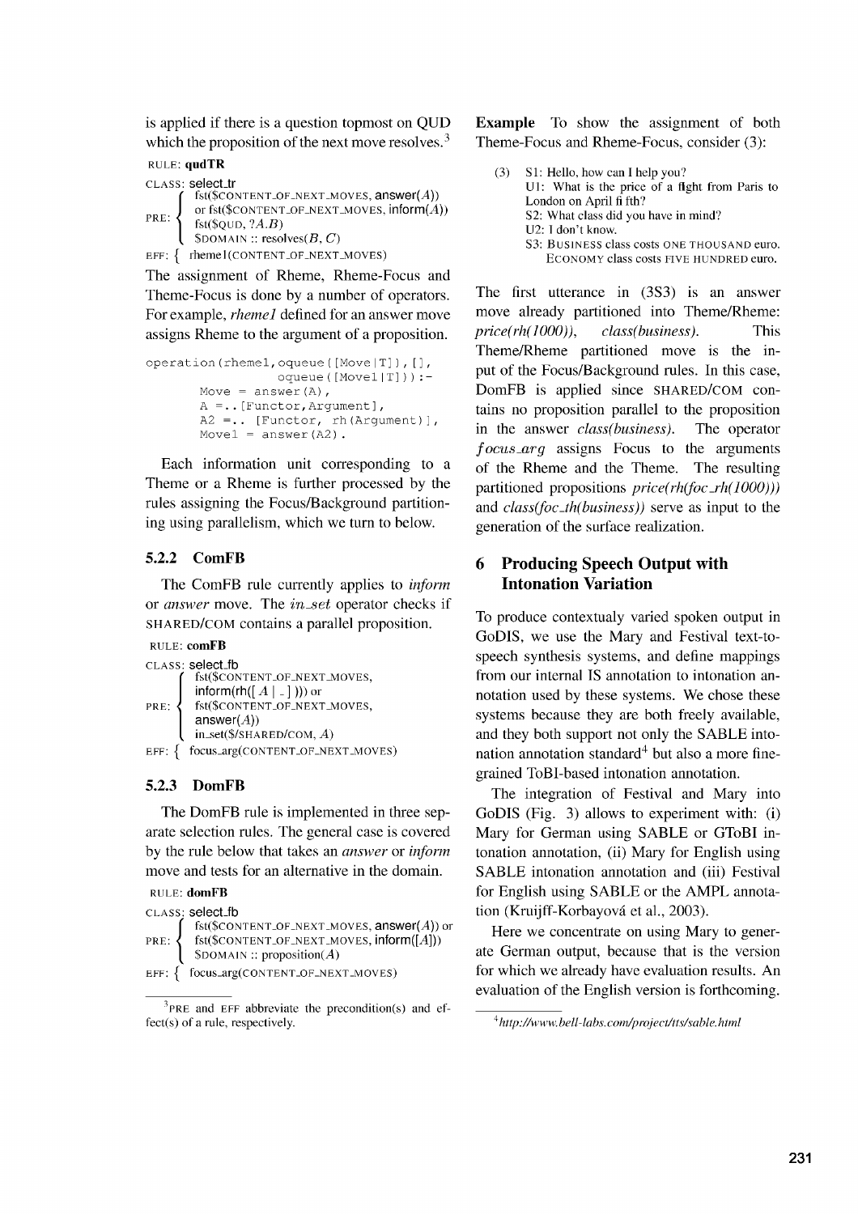is applied if there is a question topmost on QUD which the proposition of the next move resolves.[3]

RULE: **qudTR**

CLASS: select_tr

PRE: 
- fst($CONTENT_OF_NEXT_MOVES, answer($A$)) or fst($CONTENT_OF_NEXT_MOVES, inform($A$))
- fst($QUD, ?$A.B$)
- $DOMAIN :: resolves($B$, $C$)

EFF: { rheme1(CONTENT_OF_NEXT_MOVES)

The assignment of Rheme, Rheme-Focus and Theme-Focus is done by a number of operators. For example, *rheme1* defined for an answer move assigns Rheme to the argument of a proposition.

```
operation(rheme1,oqueue([Move|T]),[],
              oqueue([Move1|T])):-
        Move = answer(A),
        A =..[Functor,Argument],
        A2 =.. [Functor, rh(Argument)],
        Move1 = answer(A2).
```

Each information unit corresponding to a Theme or a Rheme is further processed by the rules assigning the Focus/Background partitioning using parallelism, which we turn to below.

### 5.2.2 ComFB

The ComFB rule currently applies to *inform* or *answer* move. The *in_set* operator checks if SHARED/COM contains a parallel proposition.

RULE: **comFB**

CLASS: select_fb

PRE: 
- fst($CONTENT_OF_NEXT_MOVES, inform(rh([ $A$ | _ ]))) or fst($CONTENT_OF_NEXT_MOVES, answer($A$))
- in_set($/SHARED/COM, $A$)

EFF: { focus_arg(CONTENT_OF_NEXT_MOVES)

### 5.2.3 DomFB

The DomFB rule is implemented in three separate selection rules. The general case is covered by the rule below that takes an *answer* or *inform* move and tests for an alternative in the domain.

RULE: **domFB**

CLASS: select_fb

PRE: 
- fst($CONTENT_OF_NEXT_MOVES, answer($A$)) or fst($CONTENT_OF_NEXT_MOVES, inform([$A$]))
- $DOMAIN :: proposition($A$)

EFF: { focus_arg(CONTENT_OF_NEXT_MOVES)

[3] PRE and EFF abbreviate the precondition(s) and effect(s) of a rule, respectively.

**Example** To show the assignment of both Theme-Focus and Rheme-Focus, consider (3):

(3) S1: Hello, how can I help you?
U1: What is the price of a flight from Paris to London on April fifth?
S2: What class did you have in mind?
U2: I don't know.
S3: BUSINESS class costs ONE THOUSAND euro. ECONOMY class costs FIVE HUNDRED euro.

The first utterance in (3S3) is an answer move already partitioned into Theme/Rheme: *price(rh(1000))*, *class(business)*. This Theme/Rheme partitioned move is the input of the Focus/Background rules. In this case, DomFB is applied since SHARED/COM contains no proposition parallel to the proposition in the answer *class(business)*. The operator *focus_arg* assigns Focus to the arguments of the Rheme and the Theme. The resulting partitioned propositions *price(rh(foc_rh(1000)))* and *class(foc_th(business))* serve as input to the generation of the surface realization.

## 6 Producing Speech Output with Intonation Variation

To produce contextualy varied spoken output in GoDIS, we use the Mary and Festival text-to-speech synthesis systems, and define mappings from our internal IS annotation to intonation annotation used by these systems. We chose these systems because they are both freely available, and they both support not only the SABLE intonation annotation standard[4] but also a more fine-grained ToBI-based intonation annotation.

The integration of Festival and Mary into GoDIS (Fig. 3) allows to experiment with: (i) Mary for German using SABLE or GToBI intonation annotation, (ii) Mary for English using SABLE intonation annotation and (iii) Festival for English using SABLE or the AMPL annotation (Kruijff-Korbayová et al., 2003).

Here we concentrate on using Mary to generate German output, because that is the version for which we already have evaluation results. An evaluation of the English version is forthcoming.

[4] *http://www.bell-labs.com/project/tts/sable.html*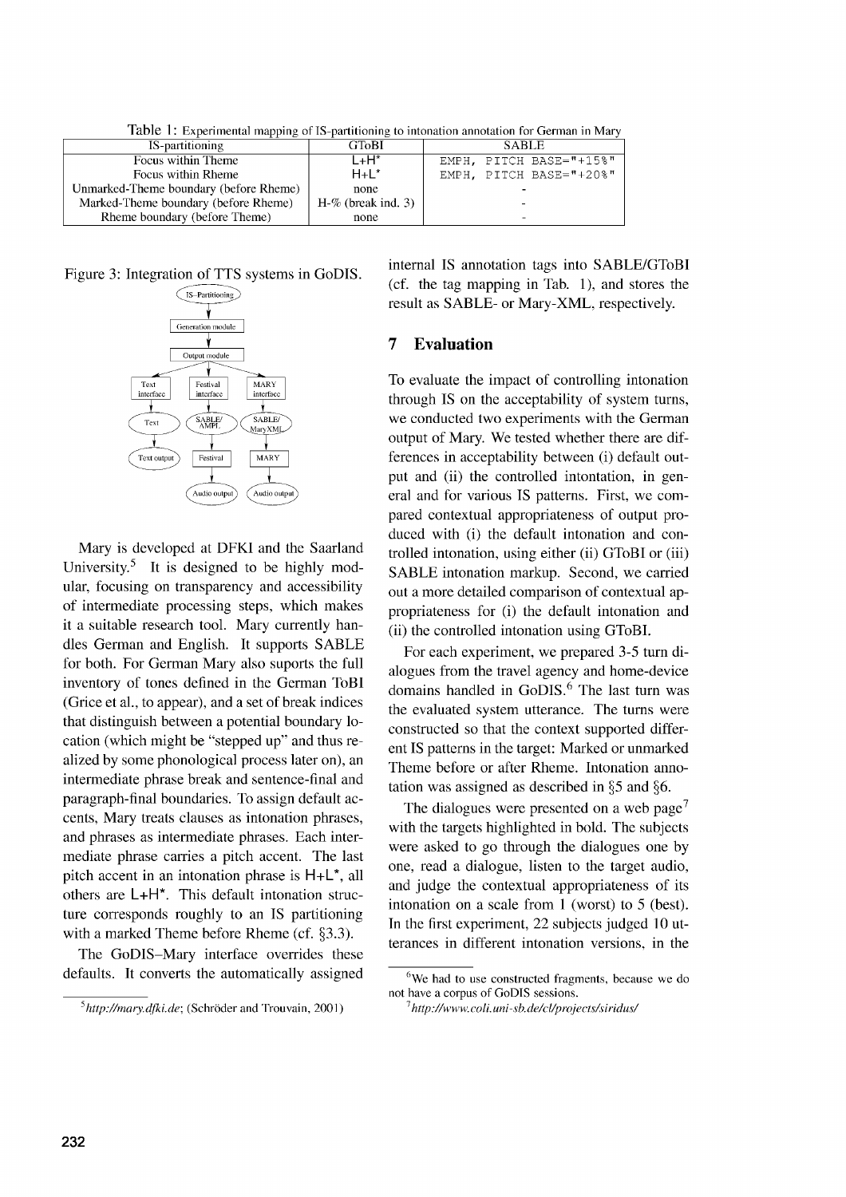Table 1: Experimental mapping of IS-partitioning to intonation annotation for German in Mary

| IS-partitioning | GToBI | SABLE |
|---|---|---|
| Focus within Theme | L+H* | `EMPH, PITCH BASE="+15%"` |
| Focus within Rheme | H+L* | `EMPH, PITCH BASE="+20%"` |
| Unmarked-Theme boundary (before Rheme) | none | - |
| Marked-Theme boundary (before Rheme) | H-% (break ind. 3) | - |
| Rheme boundary (before Theme) | none | - |

Figure 3: Integration of TTS systems in GoDIS.

Mary is developed at DFKI and the Saarland University.[5] It is designed to be highly modular, focusing on transparency and accessibility of intermediate processing steps, which makes it a suitable research tool. Mary currently handles German and English. It supports SABLE for both. For German Mary also suports the full inventory of tones defined in the German ToBI (Grice et al., to appear), and a set of break indices that distinguish between a potential boundary location (which might be "stepped up" and thus realized by some phonological process later on), an intermediate phrase break and sentence-final and paragraph-final boundaries. To assign default accents, Mary treats clauses as intonation phrases, and phrases as intermediate phrases. Each intermediate phrase carries a pitch accent. The last pitch accent in an intonation phrase is H+L*, all others are L+H*. This default intonation structure corresponds roughly to an IS partitioning with a marked Theme before Rheme (cf. §3.3).

The GoDIS–Mary interface overrides these defaults. It converts the automatically assigned internal IS annotation tags into SABLE/GToBI (cf. the tag mapping in Tab. 1), and stores the result as SABLE- or Mary-XML, respectively.

## 7 Evaluation

To evaluate the impact of controlling intonation through IS on the acceptability of system turns, we conducted two experiments with the German output of Mary. We tested whether there are differences in acceptability between (i) default output and (ii) the controlled intontation, in general and for various IS patterns. First, we compared contextual appropriateness of output produced with (i) the default intonation and controlled intonation, using either (ii) GToBI or (iii) SABLE intonation markup. Second, we carried out a more detailed comparison of contextual appropriateness for (i) the default intonation and (ii) the controlled intonation using GToBI.

For each experiment, we prepared 3-5 turn dialogues from the travel agency and home-device domains handled in GoDIS.[6] The last turn was the evaluated system utterance. The turns were constructed so that the context supported different IS patterns in the target: Marked or unmarked Theme before or after Rheme. Intonation annotation was assigned as described in §5 and §6.

The dialogues were presented on a web page[7] with the targets highlighted in bold. The subjects were asked to go through the dialogues one by one, read a dialogue, listen to the target audio, and judge the contextual appropriateness of its intonation on a scale from 1 (worst) to 5 (best). In the first experiment, 22 subjects judged 10 utterances in different intonation versions, in the

[5] *http://mary.dfki.de*; (Schröder and Trouvain, 2001)

[6] We had to use constructed fragments, because we do not have a corpus of GoDIS sessions.

[7] *http://www.coli.uni-sb.de/cl/projects/siridus/*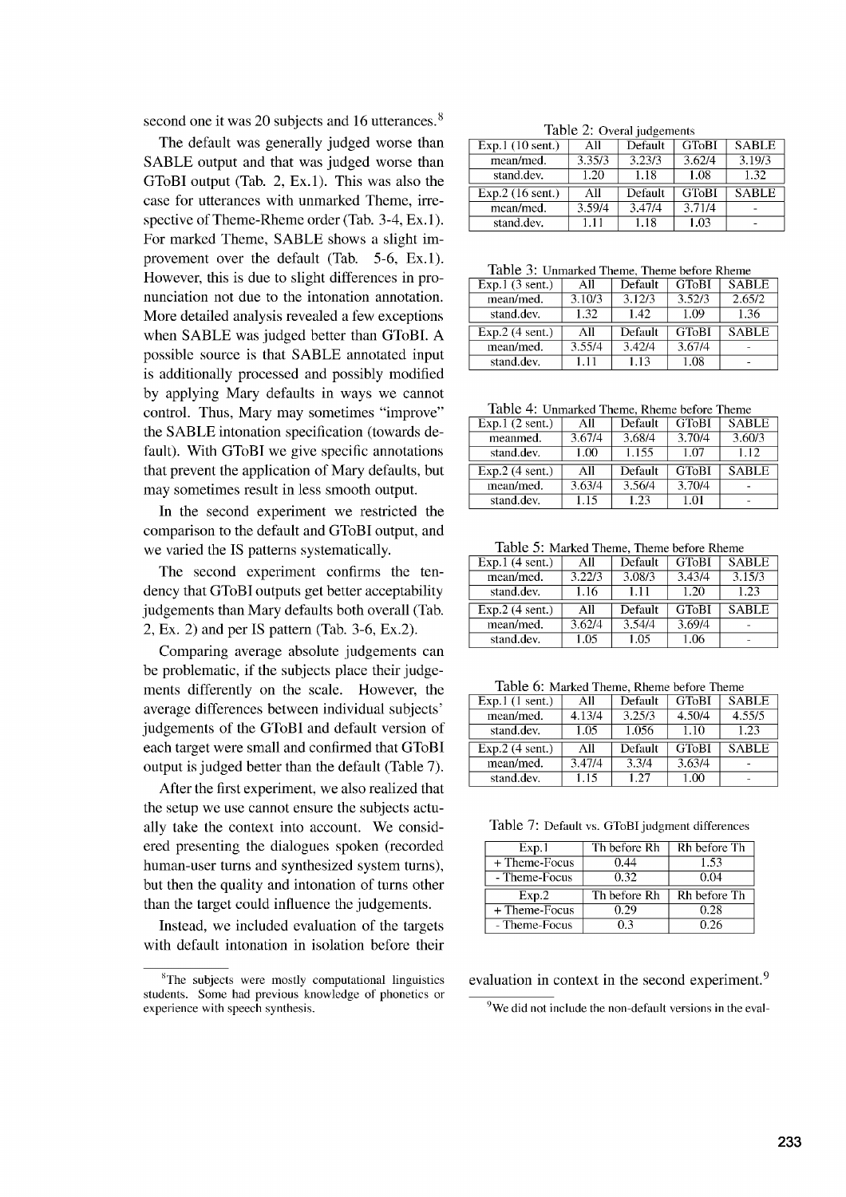second one it was 20 subjects and 16 utterances.[8]

The default was generally judged worse than SABLE output and that was judged worse than GToBI output (Tab. 2, Ex.1). This was also the case for utterances with unmarked Theme, irrespective of Theme-Rheme order (Tab. 3-4, Ex.1). For marked Theme, SABLE shows a slight improvement over the default (Tab. 5-6, Ex.1). However, this is due to slight differences in pronunciation not due to the intonation annotation. More detailed analysis revealed a few exceptions when SABLE was judged better than GToBI. A possible source is that SABLE annotated input is additionally processed and possibly modified by applying Mary defaults in ways we cannot control. Thus, Mary may sometimes "improve" the SABLE intonation specification (towards default). With GToBI we give specific annotations that prevent the application of Mary defaults, but may sometimes result in less smooth output.

In the second experiment we restricted the comparison to the default and GToBI output, and we varied the IS patterns systematically.

The second experiment confirms the tendency that GToBI outputs get better acceptability judgements than Mary defaults both overall (Tab. 2, Ex. 2) and per IS pattern (Tab. 3-6, Ex.2).

Comparing average absolute judgements can be problematic, if the subjects place their judgements differently on the scale. However, the average differences between individual subjects' judgements of the GToBI and default version of each target were small and confirmed that GToBI output is judged better than the default (Table 7).

After the first experiment, we also realized that the setup we use cannot ensure the subjects actually take the context into account. We considered presenting the dialogues spoken (recorded human-user turns and synthesized system turns), but then the quality and intonation of turns other than the target could influence the judgements.

Instead, we included evaluation of the targets with default intonation in isolation before their evaluation in context in the second experiment.[9]

Table 2: Overal judgements

| Exp.1 (10 sent.) | All | Default | GToBI | SABLE |
|---|---|---|---|---|
| mean/med. | 3.35/3 | 3.23/3 | 3.62/4 | 3.19/3 |
| stand.dev. | 1.20 | 1.18 | 1.08 | 1.32 |
| **Exp.2 (16 sent.)** | **All** | **Default** | **GToBI** | **SABLE** |
| mean/med. | 3.59/4 | 3.47/4 | 3.71/4 | - |
| stand.dev. | 1.11 | 1.18 | 1.03 | - |

Table 3: Unmarked Theme, Theme before Rheme

| Exp.1 (3 sent.) | All | Default | GToBI | SABLE |
|---|---|---|---|---|
| mean/med. | 3.10/3 | 3.12/3 | 3.52/3 | 2.65/2 |
| stand.dev. | 1.32 | 1.42 | 1.09 | 1.36 |
| **Exp.2 (4 sent.)** | **All** | **Default** | **GToBI** | **SABLE** |
| mean/med. | 3.55/4 | 3.42/4 | 3.67/4 | - |
| stand.dev. | 1.11 | 1.13 | 1.08 | - |

Table 4: Unmarked Theme, Rheme before Theme

| Exp.1 (2 sent.) | All | Default | GToBI | SABLE |
|---|---|---|---|---|
| meanmed. | 3.67/4 | 3.68/4 | 3.70/4 | 3.60/3 |
| stand.dev. | 1.00 | 1.155 | 1.07 | 1.12 |
| **Exp.2 (4 sent.)** | **All** | **Default** | **GToBI** | **SABLE** |
| mean/med. | 3.63/4 | 3.56/4 | 3.70/4 | - |
| stand.dev. | 1.15 | 1.23 | 1.01 | - |

Table 5: Marked Theme, Theme before Rheme

| Exp.1 (4 sent.) | All | Default | GToBI | SABLE |
|---|---|---|---|---|
| mean/med. | 3.22/3 | 3.08/3 | 3.43/4 | 3.15/3 |
| stand.dev. | 1.16 | 1.11 | 1.20 | 1.23 |
| **Exp.2 (4 sent.)** | **All** | **Default** | **GToBI** | **SABLE** |
| mean/med. | 3.62/4 | 3.54/4 | 3.69/4 | - |
| stand.dev. | 1.05 | 1.05 | 1.06 | - |

Table 6: Marked Theme, Rheme before Theme

| Exp.1 (1 sent.) | All | Default | GToBI | SABLE |
|---|---|---|---|---|
| mean/med. | 4.13/4 | 3.25/3 | 4.50/4 | 4.55/5 |
| stand.dev. | 1.05 | 1.056 | 1.10 | 1.23 |
| **Exp.2 (4 sent.)** | **All** | **Default** | **GToBI** | **SABLE** |
| mean/med. | 3.47/4 | 3.3/4 | 3.63/4 | - |
| stand.dev. | 1.15 | 1.27 | 1.00 | - |

Table 7: Default vs. GToBI judgement differences

| Exp.1 | Th before Rh | Rh before Th |
|---|---|---|
| + Theme-Focus | 0.44 | 1.53 |
| - Theme-Focus | 0.32 | 0.04 |
| **Exp.2** | **Th before Rh** | **Rh before Th** |
| + Theme-Focus | 0.29 | 0.28 |
| - Theme-Focus | 0.3 | 0.26 |

[8] The subjects were mostly computational linguistics students. Some had previous knowledge of phonetics or experience with speech synthesis.

[9] We did not include the non-default versions in the eval-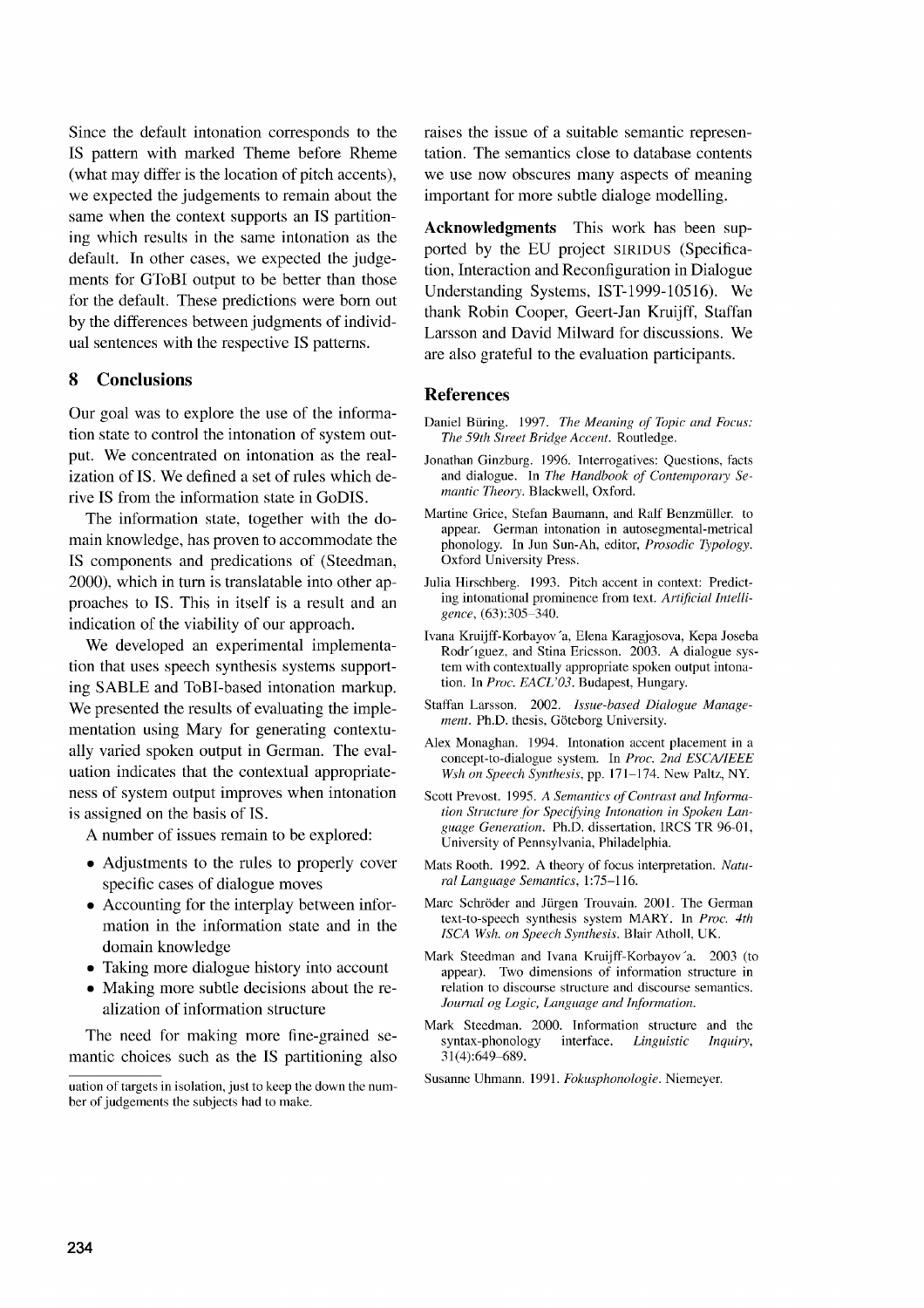Since the default intonation corresponds to the IS pattern with marked Theme before Rheme (what may differ is the location of pitch accents), we expected the judgements to remain about the same when the context supports an IS partitioning which results in the same intonation as the default. In other cases, we expected the judgements for GToBI output to be better than those for the default. These predictions were born out by the differences between judgments of individual sentences with the respective IS patterns.

## 8 Conclusions

Our goal was to explore the use of the information state to control the intonation of system output. We concentrated on intonation as the realization of IS. We defined a set of rules which derive IS from the information state in GoDIS.

The information state, together with the domain knowledge, has proven to accommodate the IS components and predications of (Steedman, 2000), which in turn is translatable into other approaches to IS. This in itself is a result and an indication of the viability of our approach.

We developed an experimental implementation that uses speech synthesis systems supporting SABLE and ToBI-based intonation markup. We presented the results of evaluating the implementation using Mary for generating contextually varied spoken output in German. The evaluation indicates that the contextual appropriateness of system output improves when intonation is assigned on the basis of IS.

A number of issues remain to be explored:

- Adjustments to the rules to properly cover specific cases of dialogue moves
- Accounting for the interplay between information in the information state and in the domain knowledge
- Taking more dialogue history into account
- Making more subtle decisions about the realization of information structure

The need for making more fine-grained semantic choices such as the IS partitioning also raises the issue of a suitable semantic representation. The semantics close to database contents we use now obscures many aspects of meaning important for more subtle dialoge modelling.

uation of targets in isolation, just to keep the down the number of judgements the subjects had to make.

**Acknowledgments** This work has been supported by the EU project SIRIDUS (Specification, Interaction and Reconfiguration in Dialogue Understanding Systems, IST-1999-10516). We thank Robin Cooper, Geert-Jan Kruijff, Staffan Larsson and David Milward for discussions. We are also grateful to the evaluation participants.

## References

Daniel Büring. 1997. *The Meaning of Topic and Focus: The 59th Street Bridge Accent*. Routledge.

Jonathan Ginzburg. 1996. Interrogatives: Questions, facts and dialogue. In *The Handbook of Contemporary Semantic Theory*. Blackwell, Oxford.

Martine Grice, Stefan Baumann, and Ralf Benzmüller. to appear. German intonation in autosegmental-metrical phonology. In Jun Sun-Ah, editor, *Prosodic Typology*. Oxford University Press.

Julia Hirschberg. 1993. Pitch accent in context: Predicting intonational prominence from text. *Artificial Intelligence*, (63):305–340.

Ivana Kruijff-Korbayov´a, Elena Karagjosova, Kepa Joseba Rodr´ıguez, and Stina Ericsson. 2003. A dialogue system with contextually appropriate spoken output intonation. In *Proc. EACL'03*. Budapest, Hungary.

Staffan Larsson. 2002. *Issue-based Dialogue Management*. Ph.D. thesis, Göteborg University.

Alex Monaghan. 1994. Intonation accent placement in a concept-to-dialogue system. In *Proc. 2nd ESCA/IEEE Wsh on Speech Synthesis*, pp. 171–174. New Paltz, NY.

Scott Prevost. 1995. *A Semantics of Contrast and Information Structure for Specifying Intonation in Spoken Language Generation*. Ph.D. dissertation, IRCS TR 96-01, University of Pennsylvania, Philadelphia.

Mats Rooth. 1992. A theory of focus interpretation. *Natural Language Semantics*, 1:75–116.

Marc Schröder and Jürgen Trouvain. 2001. The German text-to-speech synthesis system MARY. In *Proc. 4th ISCA Wsh. on Speech Synthesis*. Blair Atholl, UK.

Mark Steedman and Ivana Kruijff-Korbayov´a. 2003 (to appear). Two dimensions of information structure in relation to discourse structure and discourse semantics. *Journal og Logic, Language and Information*.

Mark Steedman. 2000. Information structure and the syntax-phonology interface. *Linguistic Inquiry*, 31(4):649–689.

Susanne Uhmann. 1991. *Fokusphonologie*. Niemeyer.